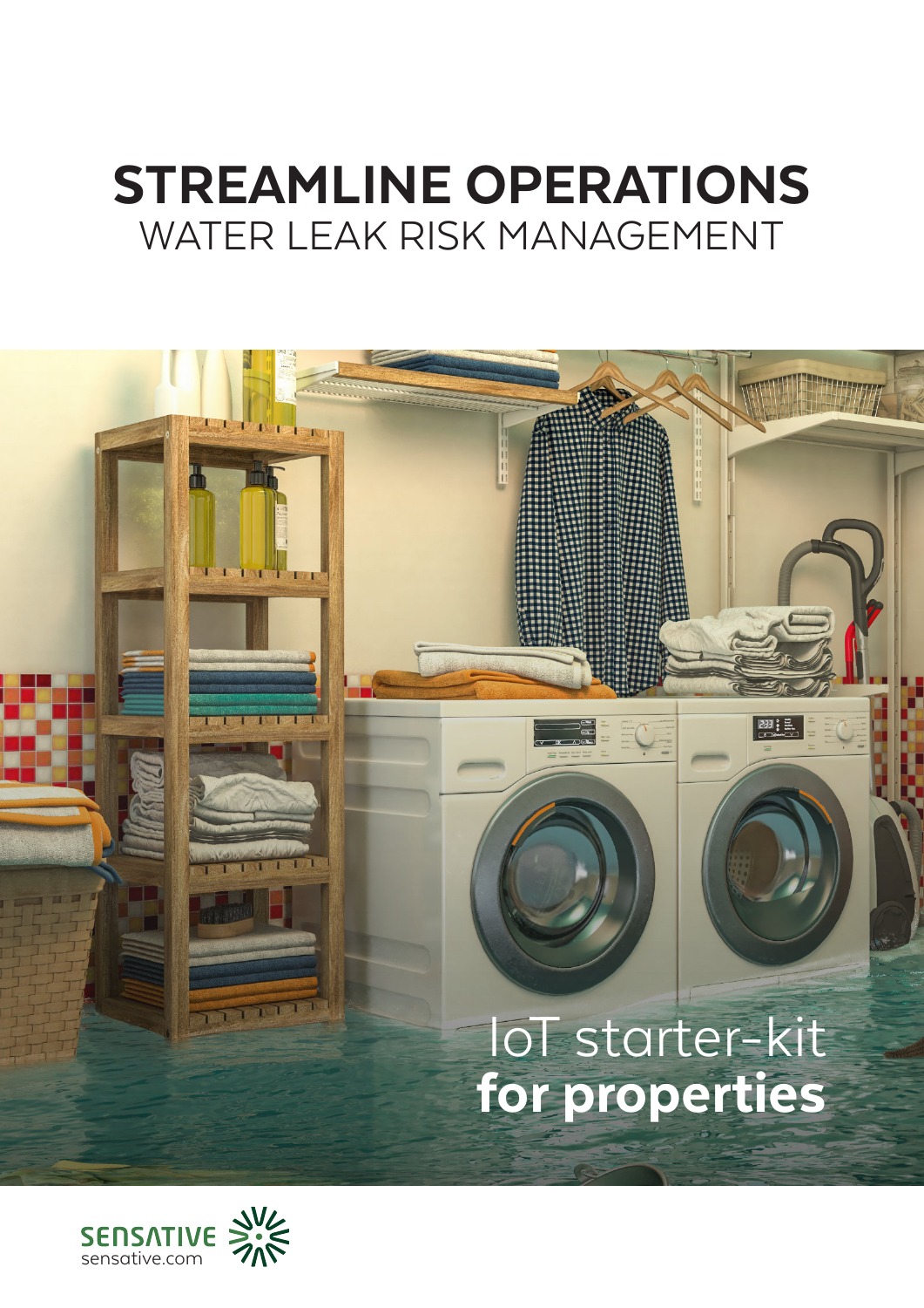# STREAMLINE OPERATIONS

## WATER LEAK RISK MANAGEMENT

IoT starter-kit
**for properties**

SENSATIVE
sensative.com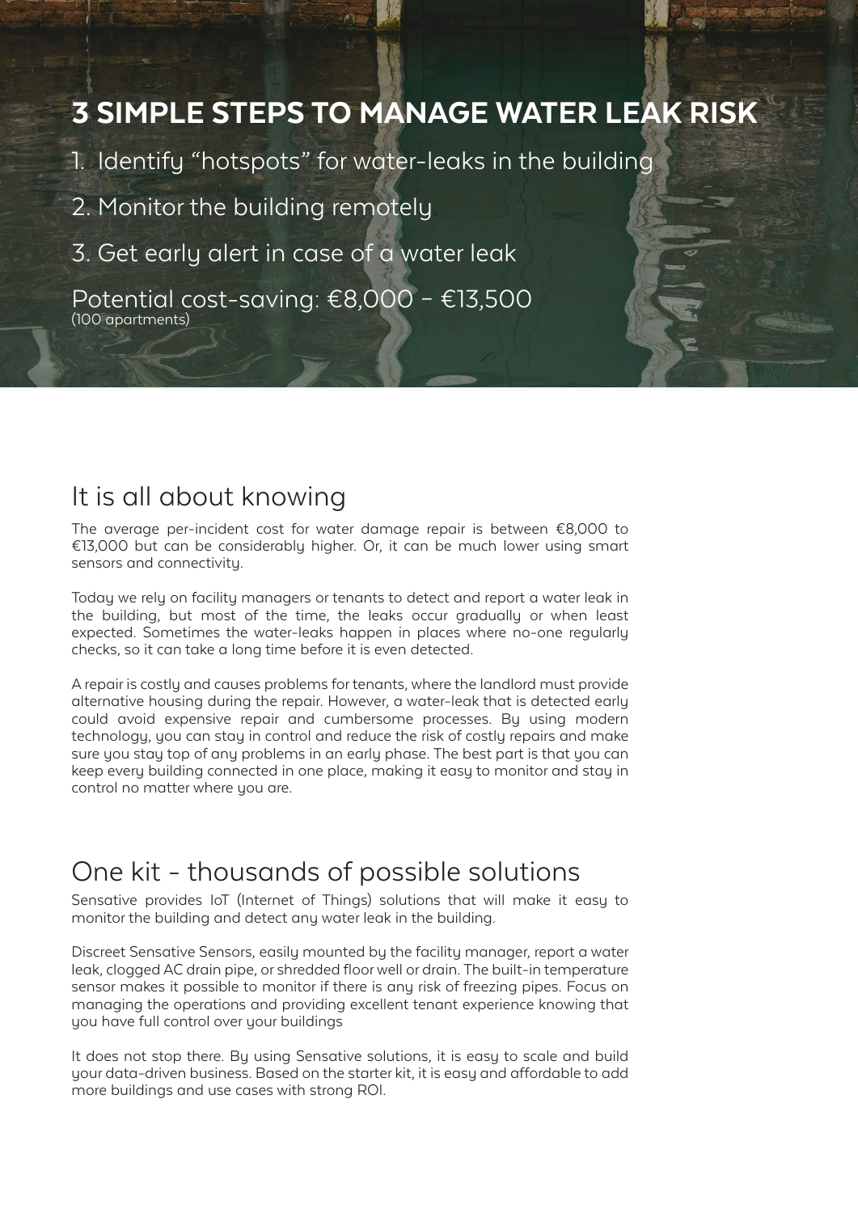# 3 SIMPLE STEPS TO MANAGE WATER LEAK RISK

1. Identify “hotspots” for water-leaks in the building
2. Monitor the building remotely
3. Get early alert in case of a water leak

Potential cost-saving: €8,000 – €13,500
(100 apartments)

## It is all about knowing

The average per-incident cost for water damage repair is between €8,000 to €13,000 but can be considerably higher. Or, it can be much lower using smart sensors and connectivity.

Today we rely on facility managers or tenants to detect and report a water leak in the building, but most of the time, the leaks occur gradually or when least expected. Sometimes the water-leaks happen in places where no-one regularly checks, so it can take a long time before it is even detected.

A repair is costly and causes problems for tenants, where the landlord must provide alternative housing during the repair. However, a water-leak that is detected early could avoid expensive repair and cumbersome processes. By using modern technology, you can stay in control and reduce the risk of costly repairs and make sure you stay top of any problems in an early phase. The best part is that you can keep every building connected in one place, making it easy to monitor and stay in control no matter where you are.

## One kit - thousands of possible solutions

Sensative provides IoT (Internet of Things) solutions that will make it easy to monitor the building and detect any water leak in the building.

Discreet Sensative Sensors, easily mounted by the facility manager, report a water leak, clogged AC drain pipe, or shredded floor well or drain. The built-in temperature sensor makes it possible to monitor if there is any risk of freezing pipes. Focus on managing the operations and providing excellent tenant experience knowing that you have full control over your buildings

It does not stop there. By using Sensative solutions, it is easy to scale and build your data-driven business. Based on the starter kit, it is easy and affordable to add more buildings and use cases with strong ROI.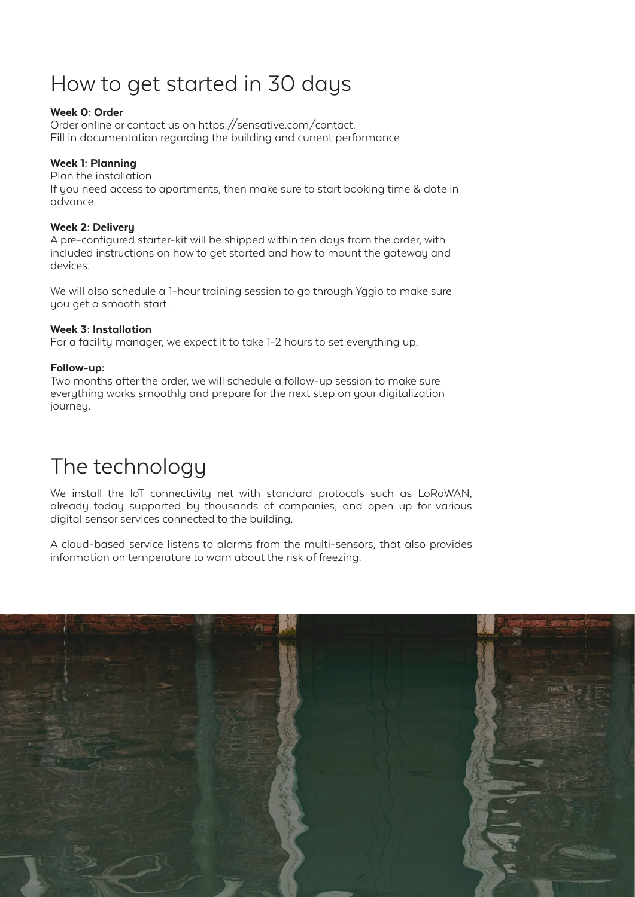# How to get started in 30 days

**Week 0: Order**
Order online or contact us on https://sensative.com/contact.
Fill in documentation regarding the building and current performance

**Week 1: Planning**
Plan the installation.
If you need access to apartments, then make sure to start booking time & date in advance.

**Week 2: Delivery**
A pre-configured starter-kit will be shipped within ten days from the order, with included instructions on how to get started and how to mount the gateway and devices.

We will also schedule a 1-hour training session to go through Yggio to make sure you get a smooth start.

**Week 3: Installation**
For a facility manager, we expect it to take 1-2 hours to set everything up.

**Follow-up:**
Two months after the order, we will schedule a follow-up session to make sure everything works smoothly and prepare for the next step on your digitalization journey.

# The technology

We install the IoT connectivity net with standard protocols such as LoRaWAN, already today supported by thousands of companies, and open up for various digital sensor services connected to the building.

A cloud-based service listens to alarms from the multi-sensors, that also provides information on temperature to warn about the risk of freezing.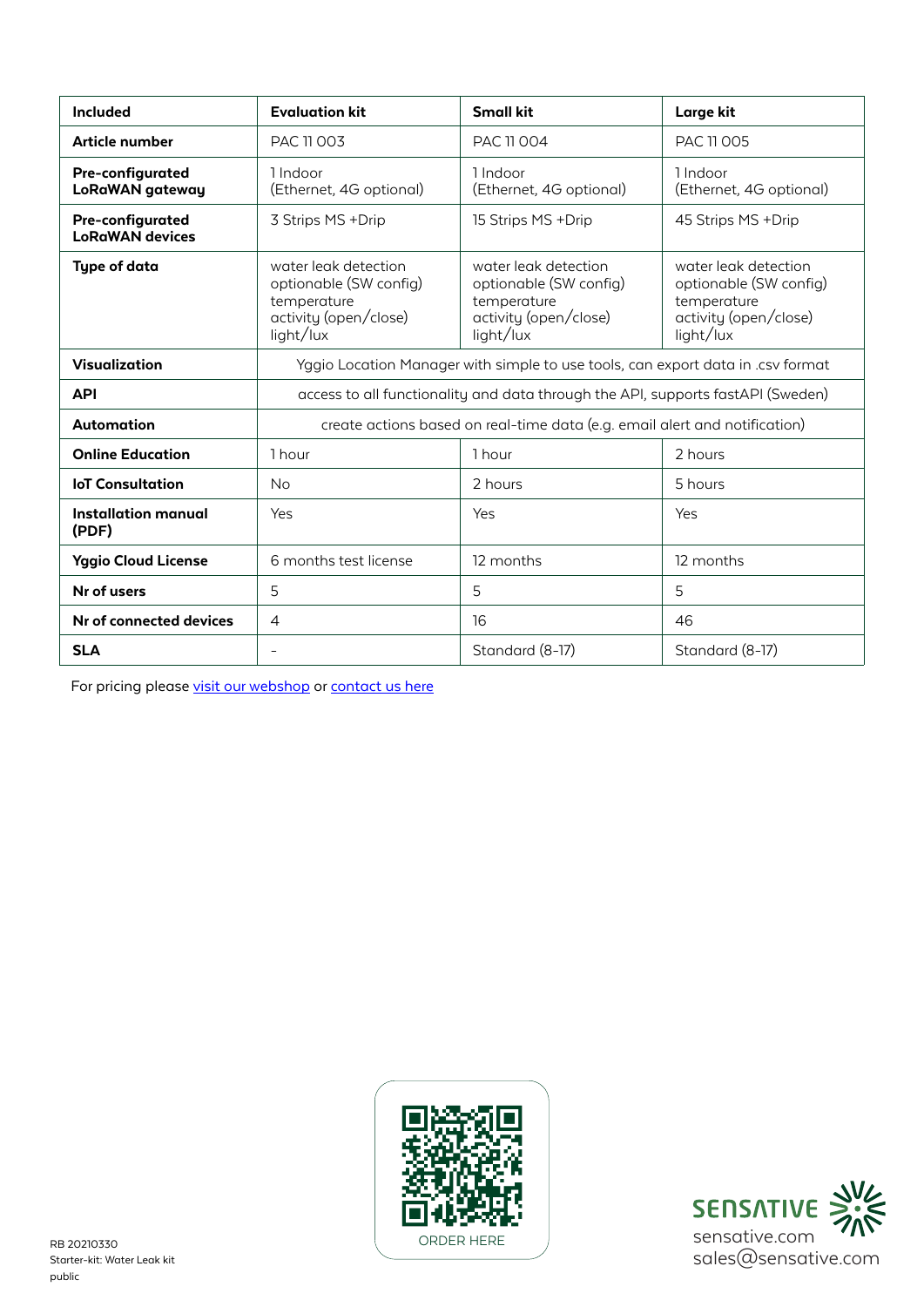| Included | Evaluation kit | Small kit | Large kit |
| --- | --- | --- | --- |
| **Article number** | PAC 11 003 | PAC 11 004 | PAC 11 005 |
| **Pre-configurated LoRaWAN gateway** | 1 Indoor (Ethernet, 4G optional) | 1 Indoor (Ethernet, 4G optional) | 1 Indoor (Ethernet, 4G optional) |
| **Pre-configurated LoRaWAN devices** | 3 Strips MS +Drip | 15 Strips MS +Drip | 45 Strips MS +Drip |
| **Type of data** | water leak detection<br>optionable (SW config)<br>temperature<br>activity (open/close)<br>light/lux | water leak detection<br>optionable (SW config)<br>temperature<br>activity (open/close)<br>light/lux | water leak detection<br>optionable (SW config)<br>temperature<br>activity (open/close)<br>light/lux |
| **Visualization** | Yggio Location Manager with simple to use tools, can export data in .csv format | | |
| **API** | access to all functionality and data through the API, supports fastAPI (Sweden) | | |
| **Automation** | create actions based on real-time data (e.g. email alert and notification) | | |
| **Online Education** | 1 hour | 1 hour | 2 hours |
| **IoT Consultation** | No | 2 hours | 5 hours |
| **Installation manual (PDF)** | Yes | Yes | Yes |
| **Yggio Cloud License** | 6 months test license | 12 months | 12 months |
| **Nr of users** | 5 | 5 | 5 |
| **Nr of connected devices** | 4 | 16 | 46 |
| **SLA** | - | Standard (8-17) | Standard (8-17) |

For pricing please visit our webshop or contact us here

ORDER HERE

SENSATIVE
sensative.com
sales@sensative.com

RB 20210330
Starter-kit: Water Leak kit
public